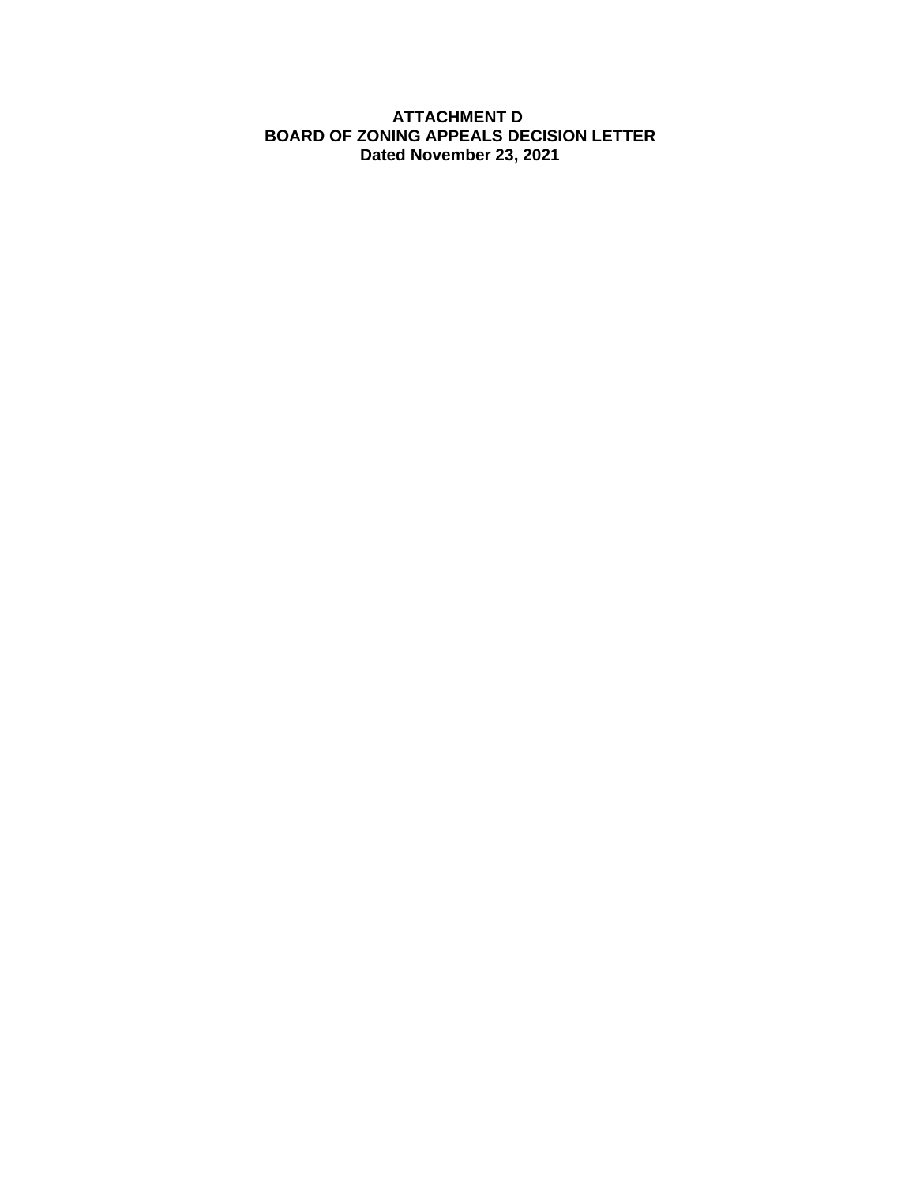# ATTACHMENT D
# BOARD OF ZONING APPEALS DECISION LETTER
# Dated November 23, 2021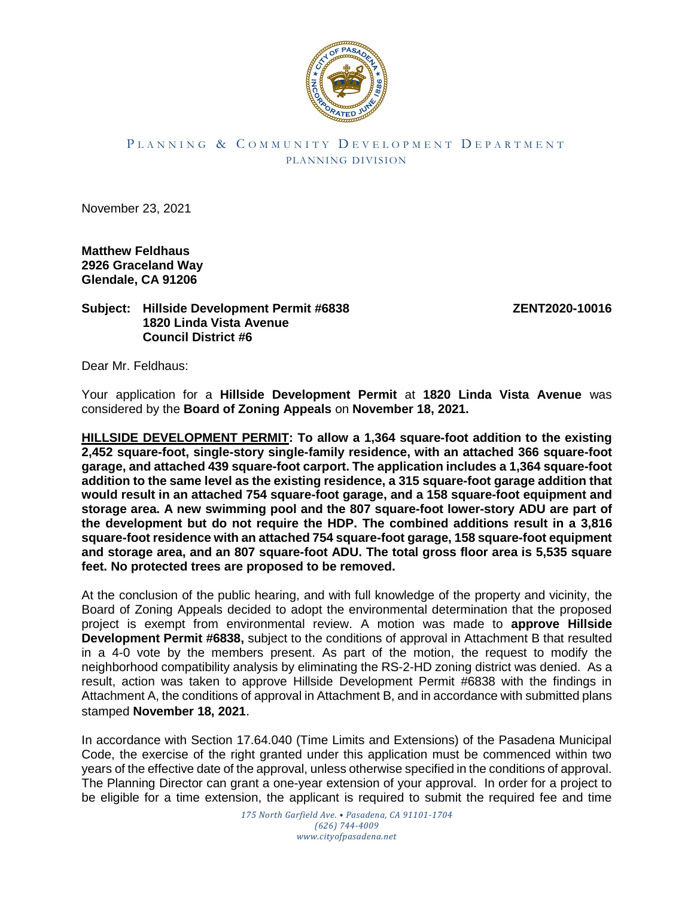PLANNING & COMMUNITY DEVELOPMENT DEPARTMENT
PLANNING DIVISION

November 23, 2021

**Matthew Feldhaus**
**2926 Graceland Way**
**Glendale, CA 91206**

**Subject: Hillside Development Permit #6838** **ZENT2020-10016**
**1820 Linda Vista Avenue**
**Council District #6**

Dear Mr. Feldhaus:

Your application for a **Hillside Development Permit** at **1820 Linda Vista Avenue** was considered by the **Board of Zoning Appeals** on **November 18, 2021.**

**HILLSIDE DEVELOPMENT PERMIT: To allow a 1,364 square-foot addition to the existing 2,452 square-foot, single-story single-family residence, with an attached 366 square-foot garage, and attached 439 square-foot carport. The application includes a 1,364 square-foot addition to the same level as the existing residence, a 315 square-foot garage addition that would result in an attached 754 square-foot garage, and a 158 square-foot equipment and storage area. A new swimming pool and the 807 square-foot lower-story ADU are part of the development but do not require the HDP. The combined additions result in a 3,816 square-foot residence with an attached 754 square-foot garage, 158 square-foot equipment and storage area, and an 807 square-foot ADU. The total gross floor area is 5,535 square feet. No protected trees are proposed to be removed.**

At the conclusion of the public hearing, and with full knowledge of the property and vicinity, the Board of Zoning Appeals decided to adopt the environmental determination that the proposed project is exempt from environmental review. A motion was made to **approve Hillside Development Permit #6838,** subject to the conditions of approval in Attachment B that resulted in a 4-0 vote by the members present. As part of the motion, the request to modify the neighborhood compatibility analysis by eliminating the RS-2-HD zoning district was denied. As a result, action was taken to approve Hillside Development Permit #6838 with the findings in Attachment A, the conditions of approval in Attachment B, and in accordance with submitted plans stamped **November 18, 2021**.

In accordance with Section 17.64.040 (Time Limits and Extensions) of the Pasadena Municipal Code, the exercise of the right granted under this application must be commenced within two years of the effective date of the approval, unless otherwise specified in the conditions of approval. The Planning Director can grant a one-year extension of your approval. In order for a project to be eligible for a time extension, the applicant is required to submit the required fee and time

175 North Garfield Ave. • Pasadena, CA 91101-1704
(626) 744-4009
www.cityofpasadena.net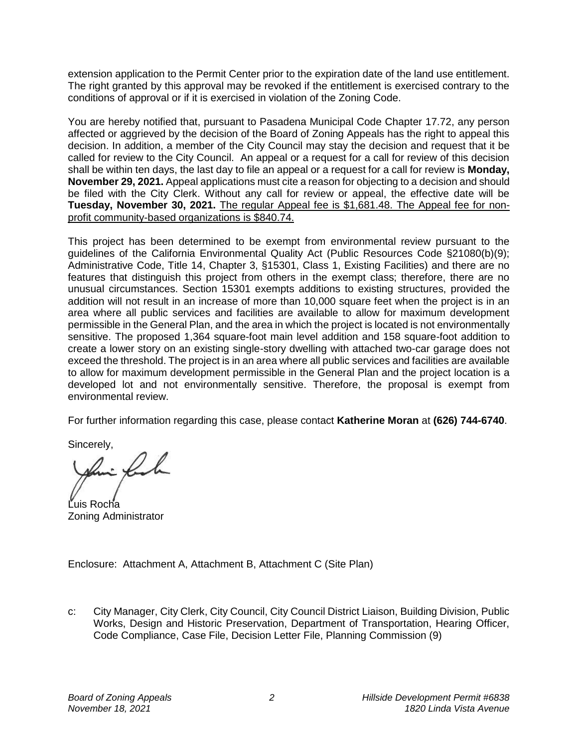extension application to the Permit Center prior to the expiration date of the land use entitlement. The right granted by this approval may be revoked if the entitlement is exercised contrary to the conditions of approval or if it is exercised in violation of the Zoning Code.

You are hereby notified that, pursuant to Pasadena Municipal Code Chapter 17.72, any person affected or aggrieved by the decision of the Board of Zoning Appeals has the right to appeal this decision. In addition, a member of the City Council may stay the decision and request that it be called for review to the City Council. An appeal or a request for a call for review of this decision shall be within ten days, the last day to file an appeal or a request for a call for review is **Monday, November 29, 2021.** Appeal applications must cite a reason for objecting to a decision and should be filed with the City Clerk. Without any call for review or appeal, the effective date will be **Tuesday, November 30, 2021.** <u>The regular Appeal fee is $1,681.48. The Appeal fee for non-profit community-based organizations is $840.74.</u>

This project has been determined to be exempt from environmental review pursuant to the guidelines of the California Environmental Quality Act (Public Resources Code §21080(b)(9); Administrative Code, Title 14, Chapter 3, §15301, Class 1, Existing Facilities) and there are no features that distinguish this project from others in the exempt class; therefore, there are no unusual circumstances. Section 15301 exempts additions to existing structures, provided the addition will not result in an increase of more than 10,000 square feet when the project is in an area where all public services and facilities are available to allow for maximum development permissible in the General Plan, and the area in which the project is located is not environmentally sensitive. The proposed 1,364 square-foot main level addition and 158 square-foot addition to create a lower story on an existing single-story dwelling with attached two-car garage does not exceed the threshold. The project is in an area where all public services and facilities are available to allow for maximum development permissible in the General Plan and the project location is a developed lot and not environmentally sensitive. Therefore, the proposal is exempt from environmental review.

For further information regarding this case, please contact **Katherine Moran** at **(626) 744-6740**.

Sincerely,

Luis Rocha
Zoning Administrator

Enclosure: Attachment A, Attachment B, Attachment C (Site Plan)

c: City Manager, City Clerk, City Council, City Council District Liaison, Building Division, Public Works, Design and Historic Preservation, Department of Transportation, Hearing Officer, Code Compliance, Case File, Decision Letter File, Planning Commission (9)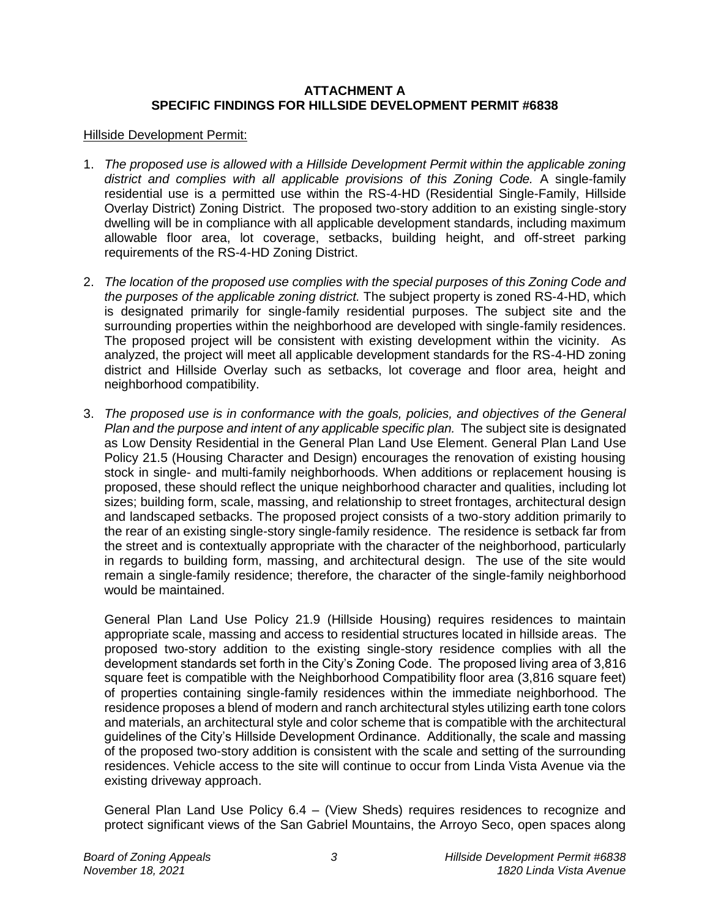**ATTACHMENT A**
**SPECIFIC FINDINGS FOR HILLSIDE DEVELOPMENT PERMIT #6838**

Hillside Development Permit:

1. *The proposed use is allowed with a Hillside Development Permit within the applicable zoning district and complies with all applicable provisions of this Zoning Code.* A single-family residential use is a permitted use within the RS-4-HD (Residential Single-Family, Hillside Overlay District) Zoning District. The proposed two-story addition to an existing single-story dwelling will be in compliance with all applicable development standards, including maximum allowable floor area, lot coverage, setbacks, building height, and off-street parking requirements of the RS-4-HD Zoning District.

2. *The location of the proposed use complies with the special purposes of this Zoning Code and the purposes of the applicable zoning district.* The subject property is zoned RS-4-HD, which is designated primarily for single-family residential purposes. The subject site and the surrounding properties within the neighborhood are developed with single-family residences. The proposed project will be consistent with existing development within the vicinity. As analyzed, the project will meet all applicable development standards for the RS-4-HD zoning district and Hillside Overlay such as setbacks, lot coverage and floor area, height and neighborhood compatibility.

3. *The proposed use is in conformance with the goals, policies, and objectives of the General Plan and the purpose and intent of any applicable specific plan.* The subject site is designated as Low Density Residential in the General Plan Land Use Element. General Plan Land Use Policy 21.5 (Housing Character and Design) encourages the renovation of existing housing stock in single- and multi-family neighborhoods. When additions or replacement housing is proposed, these should reflect the unique neighborhood character and qualities, including lot sizes; building form, scale, massing, and relationship to street frontages, architectural design and landscaped setbacks. The proposed project consists of a two-story addition primarily to the rear of an existing single-story single-family residence. The residence is setback far from the street and is contextually appropriate with the character of the neighborhood, particularly in regards to building form, massing, and architectural design. The use of the site would remain a single-family residence; therefore, the character of the single-family neighborhood would be maintained.

   General Plan Land Use Policy 21.9 (Hillside Housing) requires residences to maintain appropriate scale, massing and access to residential structures located in hillside areas. The proposed two-story addition to the existing single-story residence complies with all the development standards set forth in the City's Zoning Code. The proposed living area of 3,816 square feet is compatible with the Neighborhood Compatibility floor area (3,816 square feet) of properties containing single-family residences within the immediate neighborhood. The residence proposes a blend of modern and ranch architectural styles utilizing earth tone colors and materials, an architectural style and color scheme that is compatible with the architectural guidelines of the City's Hillside Development Ordinance. Additionally, the scale and massing of the proposed two-story addition is consistent with the scale and setting of the surrounding residences. Vehicle access to the site will continue to occur from Linda Vista Avenue via the existing driveway approach.

   General Plan Land Use Policy 6.4 – (View Sheds) requires residences to recognize and protect significant views of the San Gabriel Mountains, the Arroyo Seco, open spaces along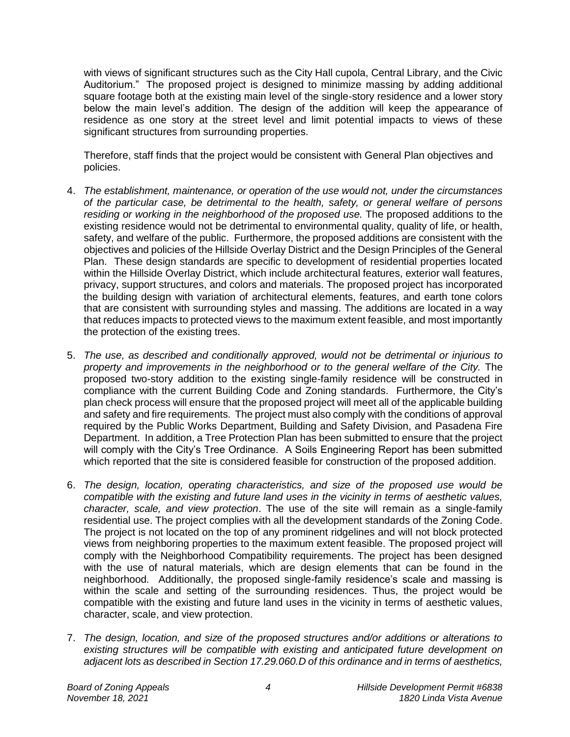with views of significant structures such as the City Hall cupola, Central Library, and the Civic Auditorium." The proposed project is designed to minimize massing by adding additional square footage both at the existing main level of the single-story residence and a lower story below the main level's addition. The design of the addition will keep the appearance of residence as one story at the street level and limit potential impacts to views of these significant structures from surrounding properties.

Therefore, staff finds that the project would be consistent with General Plan objectives and policies.

4. *The establishment, maintenance, or operation of the use would not, under the circumstances of the particular case, be detrimental to the health, safety, or general welfare of persons residing or working in the neighborhood of the proposed use.* The proposed additions to the existing residence would not be detrimental to environmental quality, quality of life, or health, safety, and welfare of the public. Furthermore, the proposed additions are consistent with the objectives and policies of the Hillside Overlay District and the Design Principles of the General Plan. These design standards are specific to development of residential properties located within the Hillside Overlay District, which include architectural features, exterior wall features, privacy, support structures, and colors and materials. The proposed project has incorporated the building design with variation of architectural elements, features, and earth tone colors that are consistent with surrounding styles and massing. The additions are located in a way that reduces impacts to protected views to the maximum extent feasible, and most importantly the protection of the existing trees.

5. *The use, as described and conditionally approved, would not be detrimental or injurious to property and improvements in the neighborhood or to the general welfare of the City.* The proposed two-story addition to the existing single-family residence will be constructed in compliance with the current Building Code and Zoning standards. Furthermore, the City's plan check process will ensure that the proposed project will meet all of the applicable building and safety and fire requirements. The project must also comply with the conditions of approval required by the Public Works Department, Building and Safety Division, and Pasadena Fire Department. In addition, a Tree Protection Plan has been submitted to ensure that the project will comply with the City's Tree Ordinance. A Soils Engineering Report has been submitted which reported that the site is considered feasible for construction of the proposed addition.

6. *The design, location, operating characteristics, and size of the proposed use would be compatible with the existing and future land uses in the vicinity in terms of aesthetic values, character, scale, and view protection*. The use of the site will remain as a single-family residential use. The project complies with all the development standards of the Zoning Code. The project is not located on the top of any prominent ridgelines and will not block protected views from neighboring properties to the maximum extent feasible. The proposed project will comply with the Neighborhood Compatibility requirements. The project has been designed with the use of natural materials, which are design elements that can be found in the neighborhood. Additionally, the proposed single-family residence's scale and massing is within the scale and setting of the surrounding residences. Thus, the project would be compatible with the existing and future land uses in the vicinity in terms of aesthetic values, character, scale, and view protection.

7. *The design, location, and size of the proposed structures and/or additions or alterations to existing structures will be compatible with existing and anticipated future development on adjacent lots as described in Section 17.29.060.D of this ordinance and in terms of aesthetics,*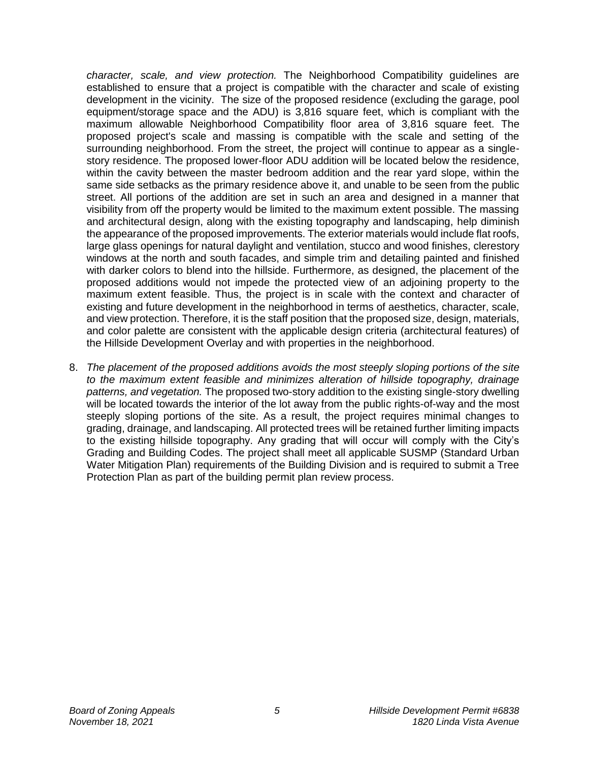*character, scale, and view protection.* The Neighborhood Compatibility guidelines are established to ensure that a project is compatible with the character and scale of existing development in the vicinity. The size of the proposed residence (excluding the garage, pool equipment/storage space and the ADU) is 3,816 square feet, which is compliant with the maximum allowable Neighborhood Compatibility floor area of 3,816 square feet. The proposed project's scale and massing is compatible with the scale and setting of the surrounding neighborhood. From the street, the project will continue to appear as a single-story residence. The proposed lower-floor ADU addition will be located below the residence, within the cavity between the master bedroom addition and the rear yard slope, within the same side setbacks as the primary residence above it, and unable to be seen from the public street. All portions of the addition are set in such an area and designed in a manner that visibility from off the property would be limited to the maximum extent possible. The massing and architectural design, along with the existing topography and landscaping, help diminish the appearance of the proposed improvements. The exterior materials would include flat roofs, large glass openings for natural daylight and ventilation, stucco and wood finishes, clerestory windows at the north and south facades, and simple trim and detailing painted and finished with darker colors to blend into the hillside. Furthermore, as designed, the placement of the proposed additions would not impede the protected view of an adjoining property to the maximum extent feasible. Thus, the project is in scale with the context and character of existing and future development in the neighborhood in terms of aesthetics, character, scale, and view protection. Therefore, it is the staff position that the proposed size, design, materials, and color palette are consistent with the applicable design criteria (architectural features) of the Hillside Development Overlay and with properties in the neighborhood.

8. *The placement of the proposed additions avoids the most steeply sloping portions of the site to the maximum extent feasible and minimizes alteration of hillside topography, drainage patterns, and vegetation.* The proposed two-story addition to the existing single-story dwelling will be located towards the interior of the lot away from the public rights-of-way and the most steeply sloping portions of the site. As a result, the project requires minimal changes to grading, drainage, and landscaping. All protected trees will be retained further limiting impacts to the existing hillside topography. Any grading that will occur will comply with the City's Grading and Building Codes. The project shall meet all applicable SUSMP (Standard Urban Water Mitigation Plan) requirements of the Building Division and is required to submit a Tree Protection Plan as part of the building permit plan review process.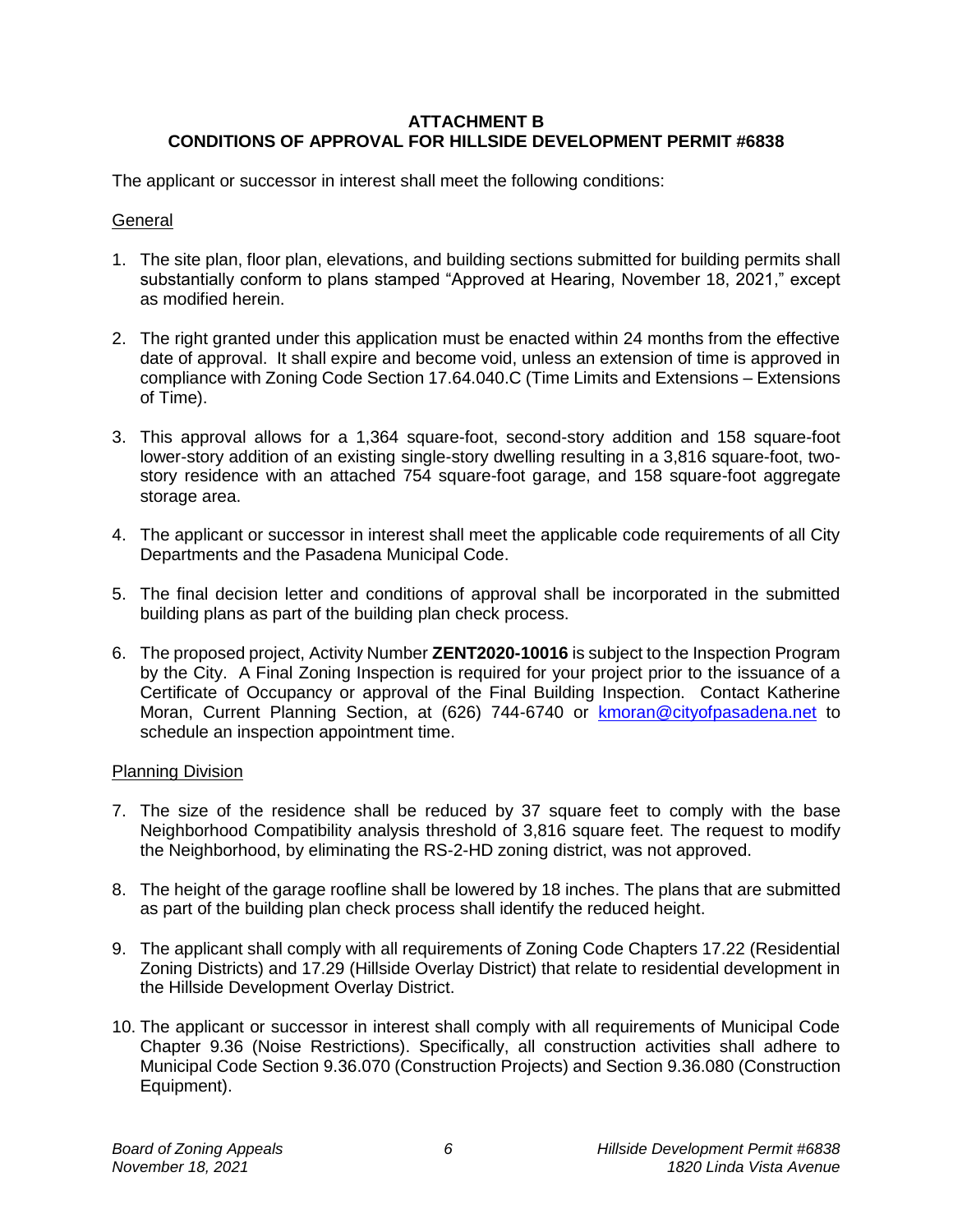**ATTACHMENT B**
**CONDITIONS OF APPROVAL FOR HILLSIDE DEVELOPMENT PERMIT #6838**

The applicant or successor in interest shall meet the following conditions:

General

1. The site plan, floor plan, elevations, and building sections submitted for building permits shall substantially conform to plans stamped "Approved at Hearing, November 18, 2021," except as modified herein.

2. The right granted under this application must be enacted within 24 months from the effective date of approval. It shall expire and become void, unless an extension of time is approved in compliance with Zoning Code Section 17.64.040.C (Time Limits and Extensions – Extensions of Time).

3. This approval allows for a 1,364 square-foot, second-story addition and 158 square-foot lower-story addition of an existing single-story dwelling resulting in a 3,816 square-foot, two-story residence with an attached 754 square-foot garage, and 158 square-foot aggregate storage area.

4. The applicant or successor in interest shall meet the applicable code requirements of all City Departments and the Pasadena Municipal Code.

5. The final decision letter and conditions of approval shall be incorporated in the submitted building plans as part of the building plan check process.

6. The proposed project, Activity Number **ZENT2020-10016** is subject to the Inspection Program by the City. A Final Zoning Inspection is required for your project prior to the issuance of a Certificate of Occupancy or approval of the Final Building Inspection. Contact Katherine Moran, Current Planning Section, at (626) 744-6740 or kmoran@cityofpasadena.net to schedule an inspection appointment time.

Planning Division

7. The size of the residence shall be reduced by 37 square feet to comply with the base Neighborhood Compatibility analysis threshold of 3,816 square feet. The request to modify the Neighborhood, by eliminating the RS-2-HD zoning district, was not approved.

8. The height of the garage roofline shall be lowered by 18 inches. The plans that are submitted as part of the building plan check process shall identify the reduced height.

9. The applicant shall comply with all requirements of Zoning Code Chapters 17.22 (Residential Zoning Districts) and 17.29 (Hillside Overlay District) that relate to residential development in the Hillside Development Overlay District.

10. The applicant or successor in interest shall comply with all requirements of Municipal Code Chapter 9.36 (Noise Restrictions). Specifically, all construction activities shall adhere to Municipal Code Section 9.36.070 (Construction Projects) and Section 9.36.080 (Construction Equipment).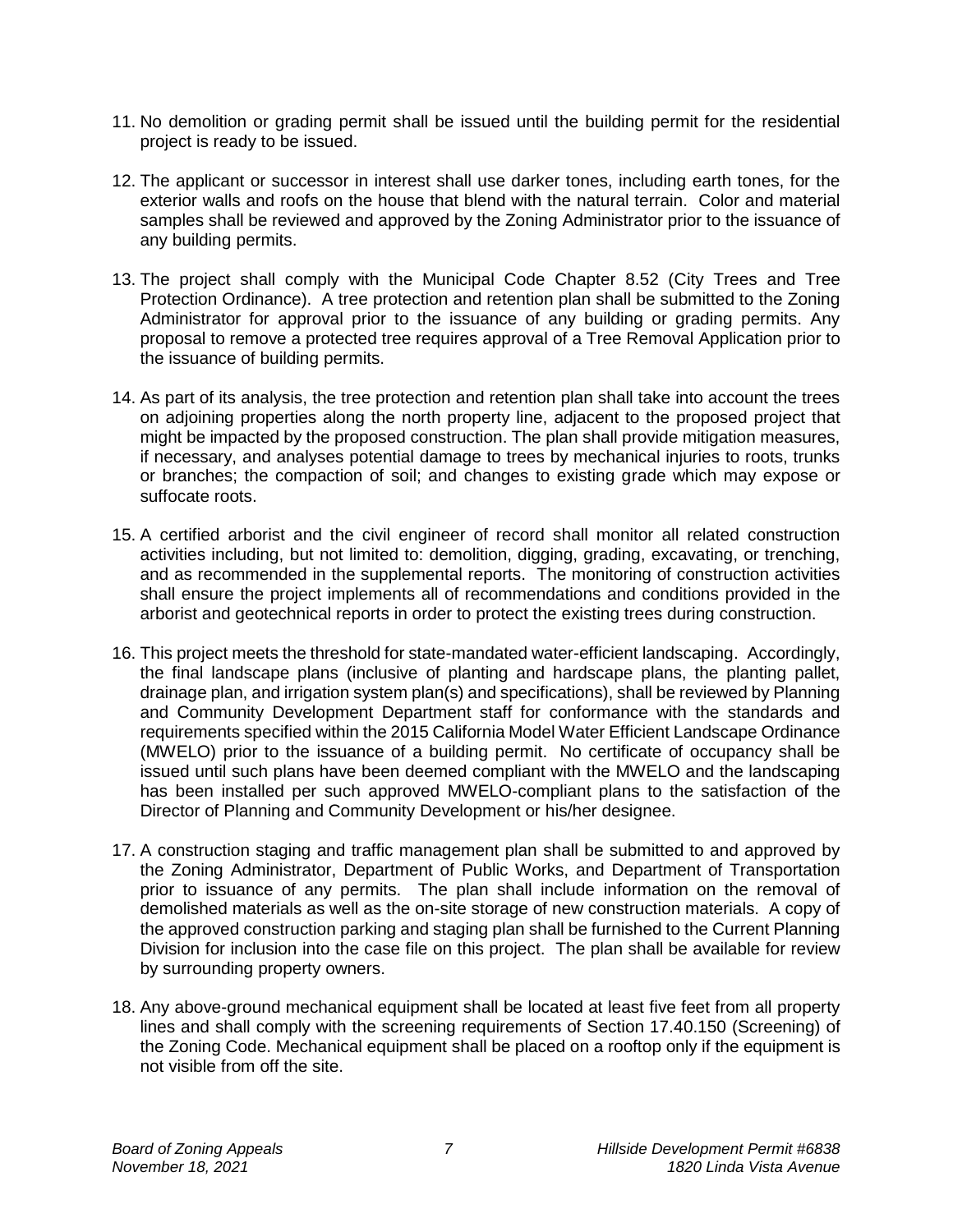11. No demolition or grading permit shall be issued until the building permit for the residential project is ready to be issued.

12. The applicant or successor in interest shall use darker tones, including earth tones, for the exterior walls and roofs on the house that blend with the natural terrain. Color and material samples shall be reviewed and approved by the Zoning Administrator prior to the issuance of any building permits.

13. The project shall comply with the Municipal Code Chapter 8.52 (City Trees and Tree Protection Ordinance). A tree protection and retention plan shall be submitted to the Zoning Administrator for approval prior to the issuance of any building or grading permits. Any proposal to remove a protected tree requires approval of a Tree Removal Application prior to the issuance of building permits.

14. As part of its analysis, the tree protection and retention plan shall take into account the trees on adjoining properties along the north property line, adjacent to the proposed project that might be impacted by the proposed construction. The plan shall provide mitigation measures, if necessary, and analyses potential damage to trees by mechanical injuries to roots, trunks or branches; the compaction of soil; and changes to existing grade which may expose or suffocate roots.

15. A certified arborist and the civil engineer of record shall monitor all related construction activities including, but not limited to: demolition, digging, grading, excavating, or trenching, and as recommended in the supplemental reports. The monitoring of construction activities shall ensure the project implements all of recommendations and conditions provided in the arborist and geotechnical reports in order to protect the existing trees during construction.

16. This project meets the threshold for state-mandated water-efficient landscaping. Accordingly, the final landscape plans (inclusive of planting and hardscape plans, the planting pallet, drainage plan, and irrigation system plan(s) and specifications), shall be reviewed by Planning and Community Development Department staff for conformance with the standards and requirements specified within the 2015 California Model Water Efficient Landscape Ordinance (MWELO) prior to the issuance of a building permit. No certificate of occupancy shall be issued until such plans have been deemed compliant with the MWELO and the landscaping has been installed per such approved MWELO-compliant plans to the satisfaction of the Director of Planning and Community Development or his/her designee.

17. A construction staging and traffic management plan shall be submitted to and approved by the Zoning Administrator, Department of Public Works, and Department of Transportation prior to issuance of any permits. The plan shall include information on the removal of demolished materials as well as the on-site storage of new construction materials. A copy of the approved construction parking and staging plan shall be furnished to the Current Planning Division for inclusion into the case file on this project. The plan shall be available for review by surrounding property owners.

18. Any above-ground mechanical equipment shall be located at least five feet from all property lines and shall comply with the screening requirements of Section 17.40.150 (Screening) of the Zoning Code. Mechanical equipment shall be placed on a rooftop only if the equipment is not visible from off the site.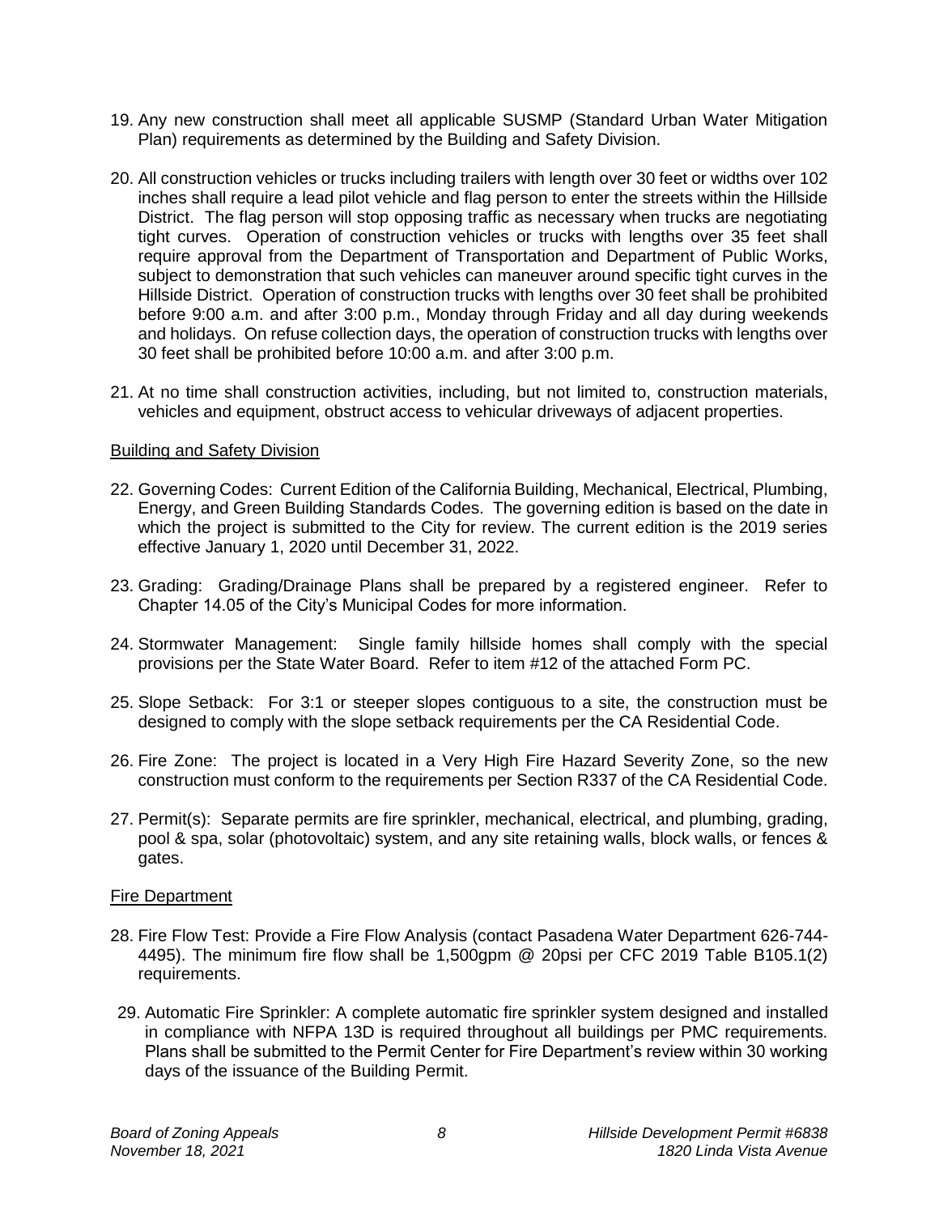19. Any new construction shall meet all applicable SUSMP (Standard Urban Water Mitigation Plan) requirements as determined by the Building and Safety Division.

20. All construction vehicles or trucks including trailers with length over 30 feet or widths over 102 inches shall require a lead pilot vehicle and flag person to enter the streets within the Hillside District. The flag person will stop opposing traffic as necessary when trucks are negotiating tight curves. Operation of construction vehicles or trucks with lengths over 35 feet shall require approval from the Department of Transportation and Department of Public Works, subject to demonstration that such vehicles can maneuver around specific tight curves in the Hillside District. Operation of construction trucks with lengths over 30 feet shall be prohibited before 9:00 a.m. and after 3:00 p.m., Monday through Friday and all day during weekends and holidays. On refuse collection days, the operation of construction trucks with lengths over 30 feet shall be prohibited before 10:00 a.m. and after 3:00 p.m.

21. At no time shall construction activities, including, but not limited to, construction materials, vehicles and equipment, obstruct access to vehicular driveways of adjacent properties.

Building and Safety Division

22. Governing Codes: Current Edition of the California Building, Mechanical, Electrical, Plumbing, Energy, and Green Building Standards Codes. The governing edition is based on the date in which the project is submitted to the City for review. The current edition is the 2019 series effective January 1, 2020 until December 31, 2022.

23. Grading: Grading/Drainage Plans shall be prepared by a registered engineer. Refer to Chapter 14.05 of the City's Municipal Codes for more information.

24. Stormwater Management: Single family hillside homes shall comply with the special provisions per the State Water Board. Refer to item #12 of the attached Form PC.

25. Slope Setback: For 3:1 or steeper slopes contiguous to a site, the construction must be designed to comply with the slope setback requirements per the CA Residential Code.

26. Fire Zone: The project is located in a Very High Fire Hazard Severity Zone, so the new construction must conform to the requirements per Section R337 of the CA Residential Code.

27. Permit(s): Separate permits are fire sprinkler, mechanical, electrical, and plumbing, grading, pool & spa, solar (photovoltaic) system, and any site retaining walls, block walls, or fences & gates.

Fire Department

28. Fire Flow Test: Provide a Fire Flow Analysis (contact Pasadena Water Department 626-744-4495). The minimum fire flow shall be 1,500gpm @ 20psi per CFC 2019 Table B105.1(2) requirements.

29. Automatic Fire Sprinkler: A complete automatic fire sprinkler system designed and installed in compliance with NFPA 13D is required throughout all buildings per PMC requirements. Plans shall be submitted to the Permit Center for Fire Department's review within 30 working days of the issuance of the Building Permit.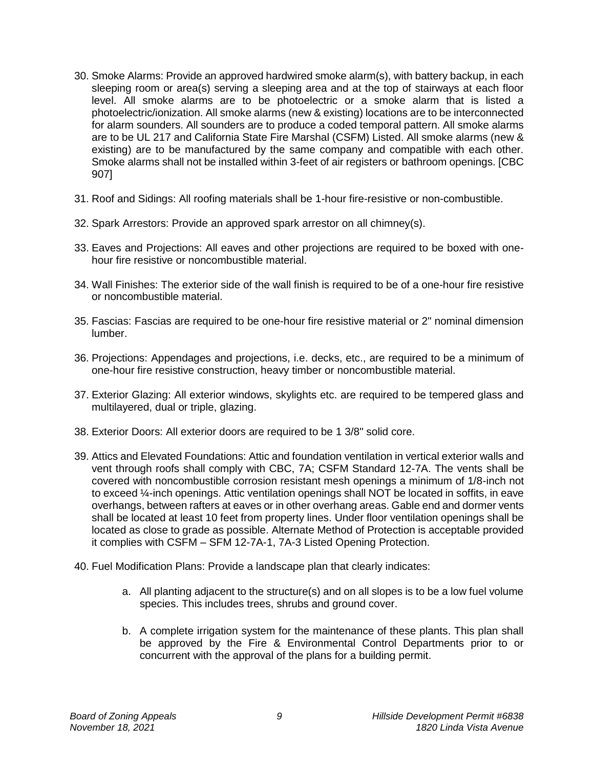30. Smoke Alarms: Provide an approved hardwired smoke alarm(s), with battery backup, in each sleeping room or area(s) serving a sleeping area and at the top of stairways at each floor level. All smoke alarms are to be photoelectric or a smoke alarm that is listed a photoelectric/ionization. All smoke alarms (new & existing) locations are to be interconnected for alarm sounders. All sounders are to produce a coded temporal pattern. All smoke alarms are to be UL 217 and California State Fire Marshal (CSFM) Listed. All smoke alarms (new & existing) are to be manufactured by the same company and compatible with each other. Smoke alarms shall not be installed within 3-feet of air registers or bathroom openings. [CBC 907]

31. Roof and Sidings: All roofing materials shall be 1-hour fire-resistive or non-combustible.

32. Spark Arrestors: Provide an approved spark arrestor on all chimney(s).

33. Eaves and Projections: All eaves and other projections are required to be boxed with one-hour fire resistive or noncombustible material.

34. Wall Finishes: The exterior side of the wall finish is required to be of a one-hour fire resistive or noncombustible material.

35. Fascias: Fascias are required to be one-hour fire resistive material or 2" nominal dimension lumber.

36. Projections: Appendages and projections, i.e. decks, etc., are required to be a minimum of one-hour fire resistive construction, heavy timber or noncombustible material.

37. Exterior Glazing: All exterior windows, skylights etc. are required to be tempered glass and multilayered, dual or triple, glazing.

38. Exterior Doors: All exterior doors are required to be 1 3/8" solid core.

39. Attics and Elevated Foundations: Attic and foundation ventilation in vertical exterior walls and vent through roofs shall comply with CBC, 7A; CSFM Standard 12-7A. The vents shall be covered with noncombustible corrosion resistant mesh openings a minimum of 1/8-inch not to exceed ¼-inch openings. Attic ventilation openings shall NOT be located in soffits, in eave overhangs, between rafters at eaves or in other overhang areas. Gable end and dormer vents shall be located at least 10 feet from property lines. Under floor ventilation openings shall be located as close to grade as possible. Alternate Method of Protection is acceptable provided it complies with CSFM – SFM 12-7A-1, 7A-3 Listed Opening Protection.

40. Fuel Modification Plans: Provide a landscape plan that clearly indicates:

    a. All planting adjacent to the structure(s) and on all slopes is to be a low fuel volume species. This includes trees, shrubs and ground cover.

    b. A complete irrigation system for the maintenance of these plants. This plan shall be approved by the Fire & Environmental Control Departments prior to or concurrent with the approval of the plans for a building permit.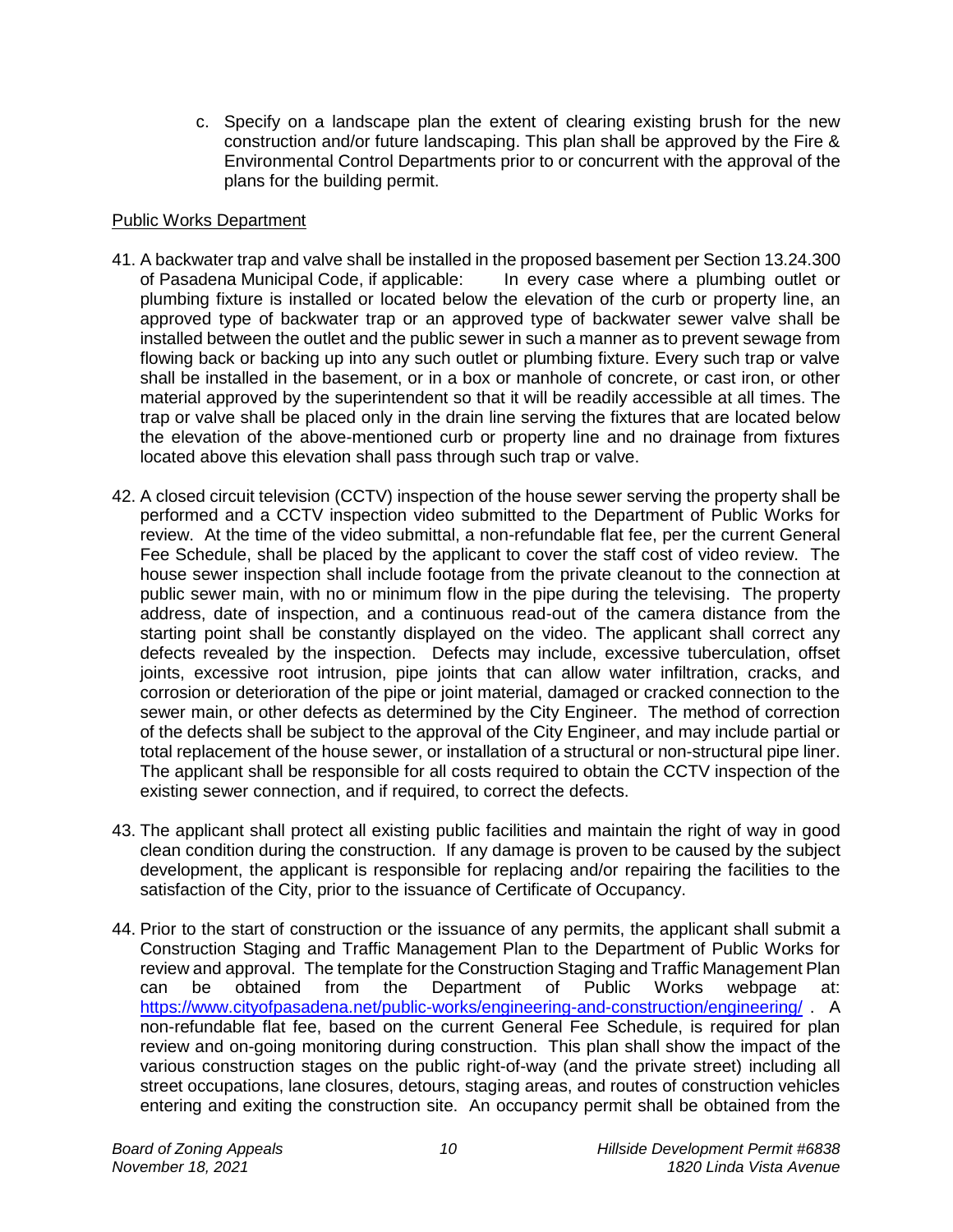c. Specify on a landscape plan the extent of clearing existing brush for the new construction and/or future landscaping. This plan shall be approved by the Fire & Environmental Control Departments prior to or concurrent with the approval of the plans for the building permit.

Public Works Department

41. A backwater trap and valve shall be installed in the proposed basement per Section 13.24.300 of Pasadena Municipal Code, if applicable: In every case where a plumbing outlet or plumbing fixture is installed or located below the elevation of the curb or property line, an approved type of backwater trap or an approved type of backwater sewer valve shall be installed between the outlet and the public sewer in such a manner as to prevent sewage from flowing back or backing up into any such outlet or plumbing fixture. Every such trap or valve shall be installed in the basement, or in a box or manhole of concrete, or cast iron, or other material approved by the superintendent so that it will be readily accessible at all times. The trap or valve shall be placed only in the drain line serving the fixtures that are located below the elevation of the above-mentioned curb or property line and no drainage from fixtures located above this elevation shall pass through such trap or valve.

42. A closed circuit television (CCTV) inspection of the house sewer serving the property shall be performed and a CCTV inspection video submitted to the Department of Public Works for review. At the time of the video submittal, a non-refundable flat fee, per the current General Fee Schedule, shall be placed by the applicant to cover the staff cost of video review. The house sewer inspection shall include footage from the private cleanout to the connection at public sewer main, with no or minimum flow in the pipe during the televising. The property address, date of inspection, and a continuous read-out of the camera distance from the starting point shall be constantly displayed on the video. The applicant shall correct any defects revealed by the inspection. Defects may include, excessive tuberculation, offset joints, excessive root intrusion, pipe joints that can allow water infiltration, cracks, and corrosion or deterioration of the pipe or joint material, damaged or cracked connection to the sewer main, or other defects as determined by the City Engineer. The method of correction of the defects shall be subject to the approval of the City Engineer, and may include partial or total replacement of the house sewer, or installation of a structural or non-structural pipe liner. The applicant shall be responsible for all costs required to obtain the CCTV inspection of the existing sewer connection, and if required, to correct the defects.

43. The applicant shall protect all existing public facilities and maintain the right of way in good clean condition during the construction. If any damage is proven to be caused by the subject development, the applicant is responsible for replacing and/or repairing the facilities to the satisfaction of the City, prior to the issuance of Certificate of Occupancy.

44. Prior to the start of construction or the issuance of any permits, the applicant shall submit a Construction Staging and Traffic Management Plan to the Department of Public Works for review and approval. The template for the Construction Staging and Traffic Management Plan can be obtained from the Department of Public Works webpage at: https://www.cityofpasadena.net/public-works/engineering-and-construction/engineering/ . A non-refundable flat fee, based on the current General Fee Schedule, is required for plan review and on-going monitoring during construction. This plan shall show the impact of the various construction stages on the public right-of-way (and the private street) including all street occupations, lane closures, detours, staging areas, and routes of construction vehicles entering and exiting the construction site. An occupancy permit shall be obtained from the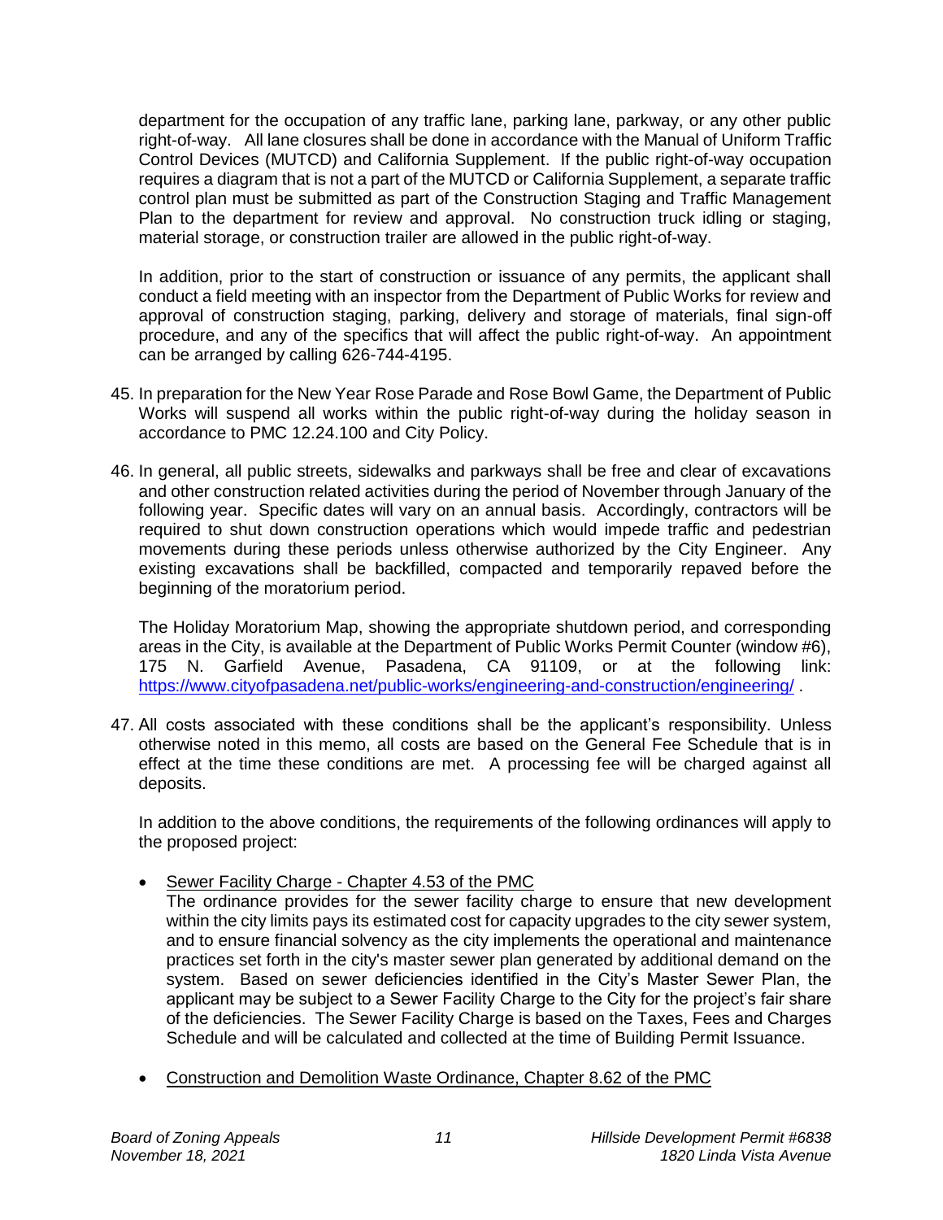department for the occupation of any traffic lane, parking lane, parkway, or any other public right-of-way. All lane closures shall be done in accordance with the Manual of Uniform Traffic Control Devices (MUTCD) and California Supplement. If the public right-of-way occupation requires a diagram that is not a part of the MUTCD or California Supplement, a separate traffic control plan must be submitted as part of the Construction Staging and Traffic Management Plan to the department for review and approval. No construction truck idling or staging, material storage, or construction trailer are allowed in the public right-of-way.

In addition, prior to the start of construction or issuance of any permits, the applicant shall conduct a field meeting with an inspector from the Department of Public Works for review and approval of construction staging, parking, delivery and storage of materials, final sign-off procedure, and any of the specifics that will affect the public right-of-way. An appointment can be arranged by calling 626-744-4195.

45. In preparation for the New Year Rose Parade and Rose Bowl Game, the Department of Public Works will suspend all works within the public right-of-way during the holiday season in accordance to PMC 12.24.100 and City Policy.

46. In general, all public streets, sidewalks and parkways shall be free and clear of excavations and other construction related activities during the period of November through January of the following year. Specific dates will vary on an annual basis. Accordingly, contractors will be required to shut down construction operations which would impede traffic and pedestrian movements during these periods unless otherwise authorized by the City Engineer. Any existing excavations shall be backfilled, compacted and temporarily repaved before the beginning of the moratorium period.

    The Holiday Moratorium Map, showing the appropriate shutdown period, and corresponding areas in the City, is available at the Department of Public Works Permit Counter (window #6), 175 N. Garfield Avenue, Pasadena, CA 91109, or at the following link: https://www.cityofpasadena.net/public-works/engineering-and-construction/engineering/ .

47. All costs associated with these conditions shall be the applicant's responsibility. Unless otherwise noted in this memo, all costs are based on the General Fee Schedule that is in effect at the time these conditions are met. A processing fee will be charged against all deposits.

    In addition to the above conditions, the requirements of the following ordinances will apply to the proposed project:

    - Sewer Facility Charge - Chapter 4.53 of the PMC
      The ordinance provides for the sewer facility charge to ensure that new development within the city limits pays its estimated cost for capacity upgrades to the city sewer system, and to ensure financial solvency as the city implements the operational and maintenance practices set forth in the city's master sewer plan generated by additional demand on the system. Based on sewer deficiencies identified in the City's Master Sewer Plan, the applicant may be subject to a Sewer Facility Charge to the City for the project's fair share of the deficiencies. The Sewer Facility Charge is based on the Taxes, Fees and Charges Schedule and will be calculated and collected at the time of Building Permit Issuance.

    - Construction and Demolition Waste Ordinance, Chapter 8.62 of the PMC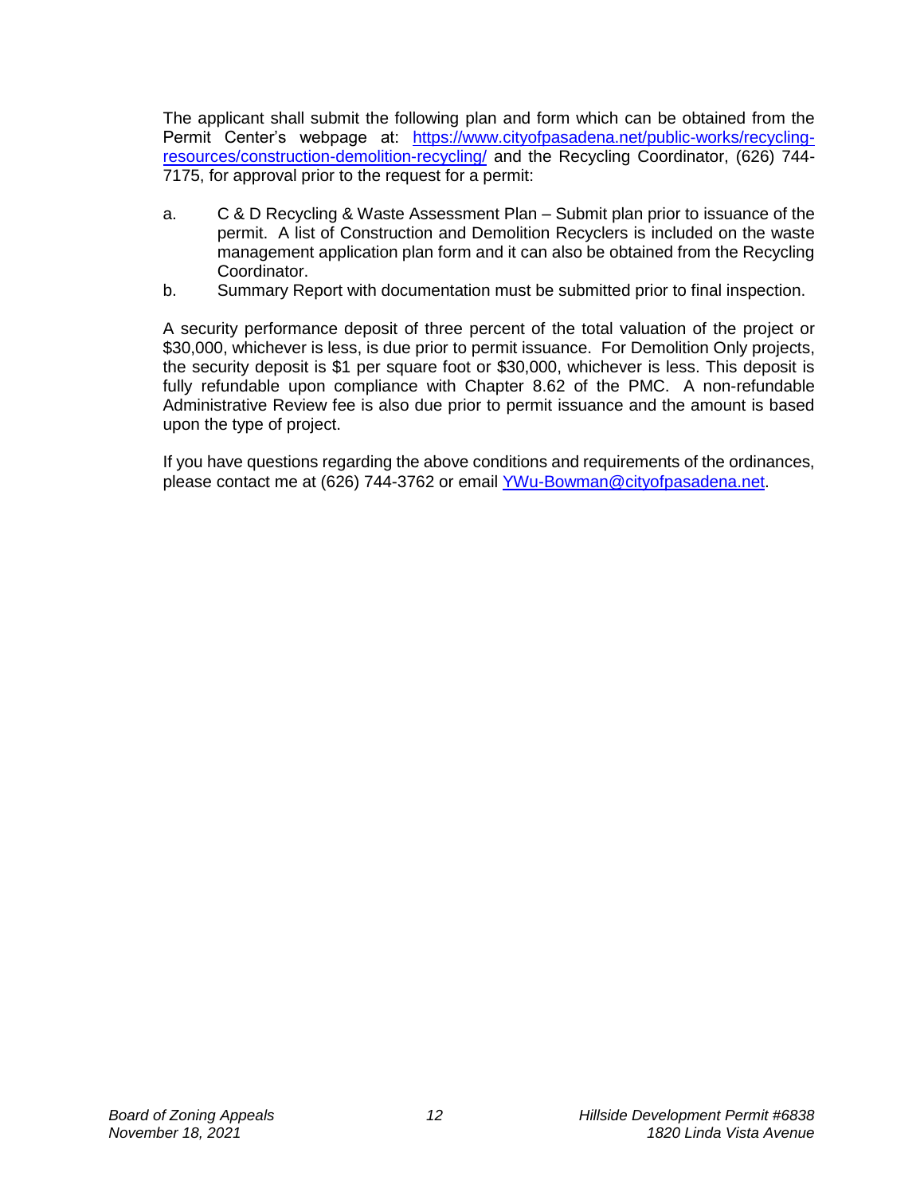The applicant shall submit the following plan and form which can be obtained from the Permit Center's webpage at: [https://www.cityofpasadena.net/public-works/recycling-resources/construction-demolition-recycling/](https://www.cityofpasadena.net/public-works/recycling-resources/construction-demolition-recycling/) and the Recycling Coordinator, (626) 744-7175, for approval prior to the request for a permit:

a. C & D Recycling & Waste Assessment Plan – Submit plan prior to issuance of the permit. A list of Construction and Demolition Recyclers is included on the waste management application plan form and it can also be obtained from the Recycling Coordinator.

b. Summary Report with documentation must be submitted prior to final inspection.

A security performance deposit of three percent of the total valuation of the project or $30,000, whichever is less, is due prior to permit issuance. For Demolition Only projects, the security deposit is $1 per square foot or $30,000, whichever is less. This deposit is fully refundable upon compliance with Chapter 8.62 of the PMC. A non-refundable Administrative Review fee is also due prior to permit issuance and the amount is based upon the type of project.

If you have questions regarding the above conditions and requirements of the ordinances, please contact me at (626) 744-3762 or email [YWu-Bowman@cityofpasadena.net](mailto:YWu-Bowman@cityofpasadena.net).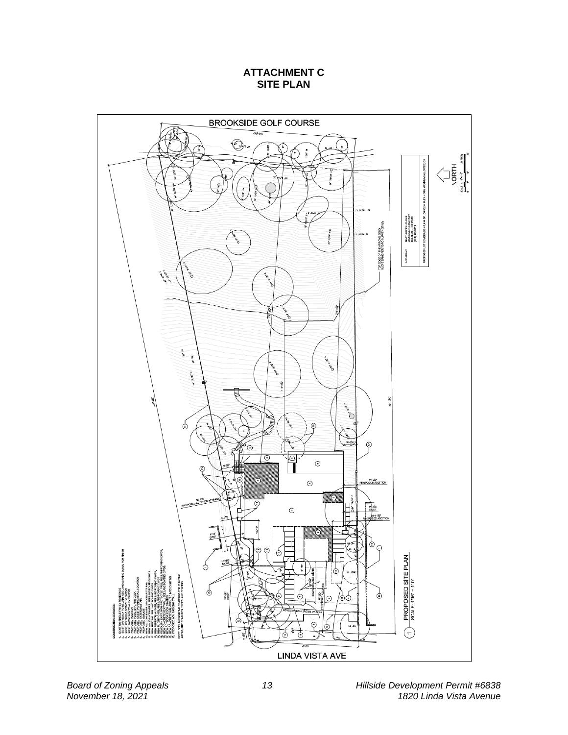# ATTACHMENT C
## SITE PLAN

BROOKSIDE GOLF COURSE

LINDA VISTA AVE

PROPOSED SITE PLAN
SCALE: 1/16" = 1'-0"

NORTH

PROPOSED ADDITION

PROPOSED ADDITION SETBACK